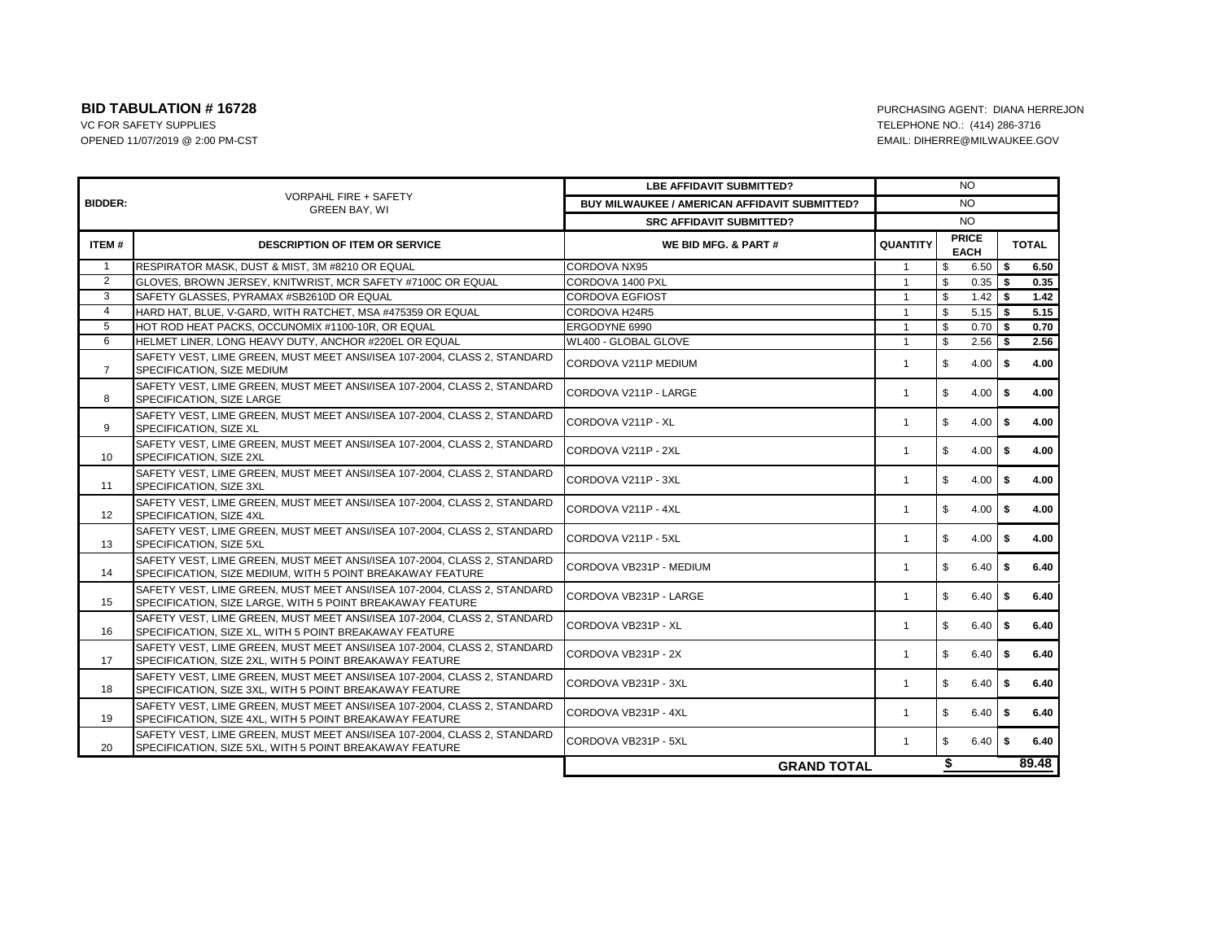**BID TABULATION # 16728**
VC FOR SAFETY SUPPLIES
OPENED 11/07/2019 @ 2:00 PM-CST

PURCHASING AGENT: DIANA HERREJON
TELEPHONE NO.: (414) 286-3716
EMAIL: DIHERRE@MILWAUKEE.GOV

| BIDDER: | VORPAHL FIRE + SAFETY GREEN BAY, WI | LBE AFFIDAVIT SUBMITTED? | NO | | |
|---|---|---|---|---|---|
| | | BUY MILWAUKEE / AMERICAN AFFIDAVIT SUBMITTED? | NO | | |
| | | SRC AFFIDAVIT SUBMITTED? | NO | | |
| **ITEM #** | **DESCRIPTION OF ITEM OR SERVICE** | **WE BID MFG. & PART #** | **QUANTITY** | **PRICE EACH** | **TOTAL** |
| 1 | RESPIRATOR MASK, DUST & MIST, 3M #8210 OR EQUAL | CORDOVA NX95 | 1 | $ 6.50 | **$ 6.50** |
| 2 | GLOVES, BROWN JERSEY, KNITWRIST, MCR SAFETY #7100C OR EQUAL | CORDOVA 1400 PXL | 1 | $ 0.35 | **$ 0.35** |
| 3 | SAFETY GLASSES, PYRAMAX #SB2610D OR EQUAL | CORDOVA EGFIOST | 1 | $ 1.42 | **$ 1.42** |
| 4 | HARD HAT, BLUE, V-GARD, WITH RATCHET, MSA #475359 OR EQUAL | CORDOVA H24R5 | 1 | $ 5.15 | **$ 5.15** |
| 5 | HOT ROD HEAT PACKS, OCCUNOMIX #1100-10R, OR EQUAL | ERGODYNE 6990 | 1 | $ 0.70 | **$ 0.70** |
| 6 | HELMET LINER, LONG HEAVY DUTY, ANCHOR #220EL OR EQUAL | WL400 - GLOBAL GLOVE | 1 | $ 2.56 | **$ 2.56** |
| 7 | SAFETY VEST, LIME GREEN, MUST MEET ANSI/ISEA 107-2004, CLASS 2, STANDARD SPECIFICATION, SIZE MEDIUM | CORDOVA V211P MEDIUM | 1 | $ 4.00 | **$ 4.00** |
| 8 | SAFETY VEST, LIME GREEN, MUST MEET ANSI/ISEA 107-2004, CLASS 2, STANDARD SPECIFICATION, SIZE LARGE | CORDOVA V211P - LARGE | 1 | $ 4.00 | **$ 4.00** |
| 9 | SAFETY VEST, LIME GREEN, MUST MEET ANSI/ISEA 107-2004, CLASS 2, STANDARD SPECIFICATION, SIZE XL | CORDOVA V211P - XL | 1 | $ 4.00 | **$ 4.00** |
| 10 | SAFETY VEST, LIME GREEN, MUST MEET ANSI/ISEA 107-2004, CLASS 2, STANDARD SPECIFICATION, SIZE 2XL | CORDOVA V211P - 2XL | 1 | $ 4.00 | **$ 4.00** |
| 11 | SAFETY VEST, LIME GREEN, MUST MEET ANSI/ISEA 107-2004, CLASS 2, STANDARD SPECIFICATION, SIZE 3XL | CORDOVA V211P - 3XL | 1 | $ 4.00 | **$ 4.00** |
| 12 | SAFETY VEST, LIME GREEN, MUST MEET ANSI/ISEA 107-2004, CLASS 2, STANDARD SPECIFICATION, SIZE 4XL | CORDOVA V211P - 4XL | 1 | $ 4.00 | **$ 4.00** |
| 13 | SAFETY VEST, LIME GREEN, MUST MEET ANSI/ISEA 107-2004, CLASS 2, STANDARD SPECIFICATION, SIZE 5XL | CORDOVA V211P - 5XL | 1 | $ 4.00 | **$ 4.00** |
| 14 | SAFETY VEST, LIME GREEN, MUST MEET ANSI/ISEA 107-2004, CLASS 2, STANDARD SPECIFICATION, SIZE MEDIUM, WITH 5 POINT BREAKAWAY FEATURE | CORDOVA VB231P - MEDIUM | 1 | $ 6.40 | **$ 6.40** |
| 15 | SAFETY VEST, LIME GREEN, MUST MEET ANSI/ISEA 107-2004, CLASS 2, STANDARD SPECIFICATION, SIZE LARGE, WITH 5 POINT BREAKAWAY FEATURE | CORDOVA VB231P - LARGE | 1 | $ 6.40 | **$ 6.40** |
| 16 | SAFETY VEST, LIME GREEN, MUST MEET ANSI/ISEA 107-2004, CLASS 2, STANDARD SPECIFICATION, SIZE XL, WITH 5 POINT BREAKAWAY FEATURE | CORDOVA VB231P - XL | 1 | $ 6.40 | **$ 6.40** |
| 17 | SAFETY VEST, LIME GREEN, MUST MEET ANSI/ISEA 107-2004, CLASS 2, STANDARD SPECIFICATION, SIZE 2XL, WITH 5 POINT BREAKAWAY FEATURE | CORDOVA VB231P - 2X | 1 | $ 6.40 | **$ 6.40** |
| 18 | SAFETY VEST, LIME GREEN, MUST MEET ANSI/ISEA 107-2004, CLASS 2, STANDARD SPECIFICATION, SIZE 3XL, WITH 5 POINT BREAKAWAY FEATURE | CORDOVA VB231P - 3XL | 1 | $ 6.40 | **$ 6.40** |
| 19 | SAFETY VEST, LIME GREEN, MUST MEET ANSI/ISEA 107-2004, CLASS 2, STANDARD SPECIFICATION, SIZE 4XL, WITH 5 POINT BREAKAWAY FEATURE | CORDOVA VB231P - 4XL | 1 | $ 6.40 | **$ 6.40** |
| 20 | SAFETY VEST, LIME GREEN, MUST MEET ANSI/ISEA 107-2004, CLASS 2, STANDARD SPECIFICATION, SIZE 5XL, WITH 5 POINT BREAKAWAY FEATURE | CORDOVA VB231P - 5XL | 1 | $ 6.40 | **$ 6.40** |
| | | **GRAND TOTAL** | | **$** | **89.48** |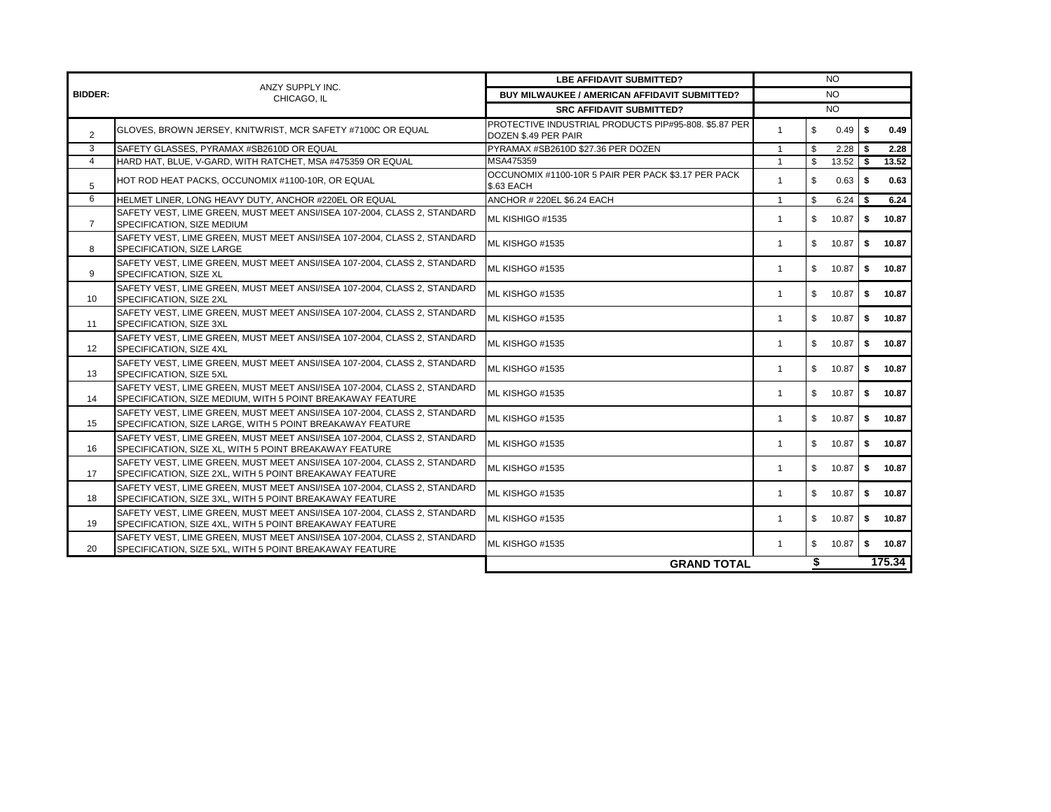| BIDDER: | ANZY SUPPLY INC. CHICAGO, IL | LBE AFFIDAVIT SUBMITTED? | NO | | |
|---|---|---|---|---|---|
| | | BUY MILWAUKEE / AMERICAN AFFIDAVIT SUBMITTED? | NO | | |
| | | SRC AFFIDAVIT SUBMITTED? | NO | | |
| 2 | GLOVES, BROWN JERSEY, KNITWRIST, MCR SAFETY #7100C OR EQUAL | PROTECTIVE INDUSTRIAL PRODUCTS PIP#95-808. $5.87 PER DOZEN $.49 PER PAIR | 1 | $ 0.49 | **$ 0.49** |
| 3 | SAFETY GLASSES, PYRAMAX #SB2610D OR EQUAL | PYRAMAX #SB2610D $27.36 PER DOZEN | 1 | $ 2.28 | **$ 2.28** |
| 4 | HARD HAT, BLUE, V-GARD, WITH RATCHET, MSA #475359 OR EQUAL | MSA475359 | 1 | $ 13.52 | **$ 13.52** |
| 5 | HOT ROD HEAT PACKS, OCCUNOMIX #1100-10R, OR EQUAL | OCCUNOMIX #1100-10R 5 PAIR PER PACK $3.17 PER PACK $.63 EACH | 1 | $ 0.63 | **$ 0.63** |
| 6 | HELMET LINER, LONG HEAVY DUTY, ANCHOR #220EL OR EQUAL | ANCHOR # 220EL $6.24 EACH | 1 | $ 6.24 | **$ 6.24** |
| 7 | SAFETY VEST, LIME GREEN, MUST MEET ANSI/ISEA 107-2004, CLASS 2, STANDARD SPECIFICATION, SIZE MEDIUM | ML KISHIGO #1535 | 1 | $ 10.87 | **$ 10.87** |
| 8 | SAFETY VEST, LIME GREEN, MUST MEET ANSI/ISEA 107-2004, CLASS 2, STANDARD SPECIFICATION, SIZE LARGE | ML KISHGO #1535 | 1 | $ 10.87 | **$ 10.87** |
| 9 | SAFETY VEST, LIME GREEN, MUST MEET ANSI/ISEA 107-2004, CLASS 2, STANDARD SPECIFICATION, SIZE XL | ML KISHGO #1535 | 1 | $ 10.87 | **$ 10.87** |
| 10 | SAFETY VEST, LIME GREEN, MUST MEET ANSI/ISEA 107-2004, CLASS 2, STANDARD SPECIFICATION, SIZE 2XL | ML KISHGO #1535 | 1 | $ 10.87 | **$ 10.87** |
| 11 | SAFETY VEST, LIME GREEN, MUST MEET ANSI/ISEA 107-2004, CLASS 2, STANDARD SPECIFICATION, SIZE 3XL | ML KISHGO #1535 | 1 | $ 10.87 | **$ 10.87** |
| 12 | SAFETY VEST, LIME GREEN, MUST MEET ANSI/ISEA 107-2004, CLASS 2, STANDARD SPECIFICATION, SIZE 4XL | ML KISHGO #1535 | 1 | $ 10.87 | **$ 10.87** |
| 13 | SAFETY VEST, LIME GREEN, MUST MEET ANSI/ISEA 107-2004, CLASS 2, STANDARD SPECIFICATION, SIZE 5XL | ML KISHGO #1535 | 1 | $ 10.87 | **$ 10.87** |
| 14 | SAFETY VEST, LIME GREEN, MUST MEET ANSI/ISEA 107-2004, CLASS 2, STANDARD SPECIFICATION, SIZE MEDIUM, WITH 5 POINT BREAKAWAY FEATURE | ML KISHGO #1535 | 1 | $ 10.87 | **$ 10.87** |
| 15 | SAFETY VEST, LIME GREEN, MUST MEET ANSI/ISEA 107-2004, CLASS 2, STANDARD SPECIFICATION, SIZE LARGE, WITH 5 POINT BREAKAWAY FEATURE | ML KISHGO #1535 | 1 | $ 10.87 | **$ 10.87** |
| 16 | SAFETY VEST, LIME GREEN, MUST MEET ANSI/ISEA 107-2004, CLASS 2, STANDARD SPECIFICATION, SIZE XL, WITH 5 POINT BREAKAWAY FEATURE | ML KISHGO #1535 | 1 | $ 10.87 | **$ 10.87** |
| 17 | SAFETY VEST, LIME GREEN, MUST MEET ANSI/ISEA 107-2004, CLASS 2, STANDARD SPECIFICATION, SIZE 2XL, WITH 5 POINT BREAKAWAY FEATURE | ML KISHGO #1535 | 1 | $ 10.87 | **$ 10.87** |
| 18 | SAFETY VEST, LIME GREEN, MUST MEET ANSI/ISEA 107-2004, CLASS 2, STANDARD SPECIFICATION, SIZE 3XL, WITH 5 POINT BREAKAWAY FEATURE | ML KISHGO #1535 | 1 | $ 10.87 | **$ 10.87** |
| 19 | SAFETY VEST, LIME GREEN, MUST MEET ANSI/ISEA 107-2004, CLASS 2, STANDARD SPECIFICATION, SIZE 4XL, WITH 5 POINT BREAKAWAY FEATURE | ML KISHGO #1535 | 1 | $ 10.87 | **$ 10.87** |
| 20 | SAFETY VEST, LIME GREEN, MUST MEET ANSI/ISEA 107-2004, CLASS 2, STANDARD SPECIFICATION, SIZE 5XL, WITH 5 POINT BREAKAWAY FEATURE | ML KISHGO #1535 | 1 | $ 10.87 | **$ 10.87** |
| | | **GRAND TOTAL** | | **$** | **175.34** |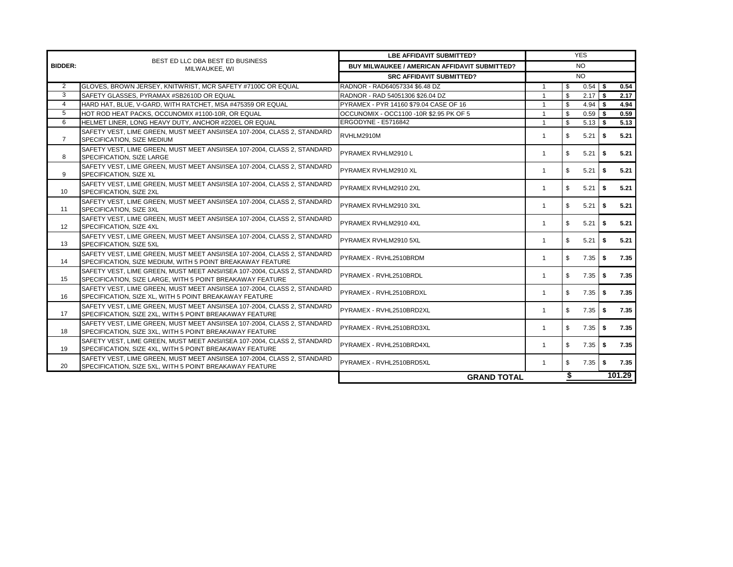| BIDDER: | BEST ED LLC DBA BEST ED BUSINESS MILWAUKEE, WI | LBE AFFIDAVIT SUBMITTED? | YES | | |
|---|---|---|---|---|---|
| | | BUY MILWAUKEE / AMERICAN AFFIDAVIT SUBMITTED? | NO | | |
| | | SRC AFFIDAVIT SUBMITTED? | NO | | |
| 2 | GLOVES, BROWN JERSEY, KNITWRIST, MCR SAFETY #7100C OR EQUAL | RADNOR - RAD64057334 $6.48 DZ | 1 | $ 0.54 | **$ 0.54** |
| 3 | SAFETY GLASSES, PYRAMAX #SB2610D OR EQUAL | RADNOR - RAD 54051306 $26.04 DZ | 1 | $ 2.17 | **$ 2.17** |
| 4 | HARD HAT, BLUE, V-GARD, WITH RATCHET, MSA #475359 OR EQUAL | PYRAMEX - PYR 14160 $79.04 CASE OF 16 | 1 | $ 4.94 | **$ 4.94** |
| 5 | HOT ROD HEAT PACKS, OCCUNOMIX #1100-10R, OR EQUAL | OCCUNOMIX - OCC1100 -10R $2.95 PK OF 5 | 1 | $ 0.59 | **$ 0.59** |
| 6 | HELMET LINER, LONG HEAVY DUTY, ANCHOR #220EL OR EQUAL | ERGODYNE - E5716842 | 1 | $ 5.13 | **$ 5.13** |
| 7 | SAFETY VEST, LIME GREEN, MUST MEET ANSI/ISEA 107-2004, CLASS 2, STANDARD SPECIFICATION, SIZE MEDIUM | RVHLM2910M | 1 | $ 5.21 | **$ 5.21** |
| 8 | SAFETY VEST, LIME GREEN, MUST MEET ANSI/ISEA 107-2004, CLASS 2, STANDARD SPECIFICATION, SIZE LARGE | PYRAMEX RVHLM2910 L | 1 | $ 5.21 | **$ 5.21** |
| 9 | SAFETY VEST, LIME GREEN, MUST MEET ANSI/ISEA 107-2004, CLASS 2, STANDARD SPECIFICATION, SIZE XL | PYRAMEX RVHLM2910 XL | 1 | $ 5.21 | **$ 5.21** |
| 10 | SAFETY VEST, LIME GREEN, MUST MEET ANSI/ISEA 107-2004, CLASS 2, STANDARD SPECIFICATION, SIZE 2XL | PYRAMEX RVHLM2910 2XL | 1 | $ 5.21 | **$ 5.21** |
| 11 | SAFETY VEST, LIME GREEN, MUST MEET ANSI/ISEA 107-2004, CLASS 2, STANDARD SPECIFICATION, SIZE 3XL | PYRAMEX RVHLM2910 3XL | 1 | $ 5.21 | **$ 5.21** |
| 12 | SAFETY VEST, LIME GREEN, MUST MEET ANSI/ISEA 107-2004, CLASS 2, STANDARD SPECIFICATION, SIZE 4XL | PYRAMEX RVHLM2910 4XL | 1 | $ 5.21 | **$ 5.21** |
| 13 | SAFETY VEST, LIME GREEN, MUST MEET ANSI/ISEA 107-2004, CLASS 2, STANDARD SPECIFICATION, SIZE 5XL | PYRAMEX RVHLM2910 5XL | 1 | $ 5.21 | **$ 5.21** |
| 14 | SAFETY VEST, LIME GREEN, MUST MEET ANSI/ISEA 107-2004, CLASS 2, STANDARD SPECIFICATION, SIZE MEDIUM, WITH 5 POINT BREAKAWAY FEATURE | PYRAMEX - RVHL2510BRDM | 1 | $ 7.35 | **$ 7.35** |
| 15 | SAFETY VEST, LIME GREEN, MUST MEET ANSI/ISEA 107-2004, CLASS 2, STANDARD SPECIFICATION, SIZE LARGE, WITH 5 POINT BREAKAWAY FEATURE | PYRAMEX - RVHL2510BRDL | 1 | $ 7.35 | **$ 7.35** |
| 16 | SAFETY VEST, LIME GREEN, MUST MEET ANSI/ISEA 107-2004, CLASS 2, STANDARD SPECIFICATION, SIZE XL, WITH 5 POINT BREAKAWAY FEATURE | PYRAMEX - RVHL2510BRDXL | 1 | $ 7.35 | **$ 7.35** |
| 17 | SAFETY VEST, LIME GREEN, MUST MEET ANSI/ISEA 107-2004, CLASS 2, STANDARD SPECIFICATION, SIZE 2XL, WITH 5 POINT BREAKAWAY FEATURE | PYRAMEX - RVHL2510BRD2XL | 1 | $ 7.35 | **$ 7.35** |
| 18 | SAFETY VEST, LIME GREEN, MUST MEET ANSI/ISEA 107-2004, CLASS 2, STANDARD SPECIFICATION, SIZE 3XL, WITH 5 POINT BREAKAWAY FEATURE | PYRAMEX - RVHL2510BRD3XL | 1 | $ 7.35 | **$ 7.35** |
| 19 | SAFETY VEST, LIME GREEN, MUST MEET ANSI/ISEA 107-2004, CLASS 2, STANDARD SPECIFICATION, SIZE 4XL, WITH 5 POINT BREAKAWAY FEATURE | PYRAMEX - RVHL2510BRD4XL | 1 | $ 7.35 | **$ 7.35** |
| 20 | SAFETY VEST, LIME GREEN, MUST MEET ANSI/ISEA 107-2004, CLASS 2, STANDARD SPECIFICATION, SIZE 5XL, WITH 5 POINT BREAKAWAY FEATURE | PYRAMEX - RVHL2510BRD5XL | 1 | $ 7.35 | **$ 7.35** |
| | | **GRAND TOTAL** | | | **$ 101.29** |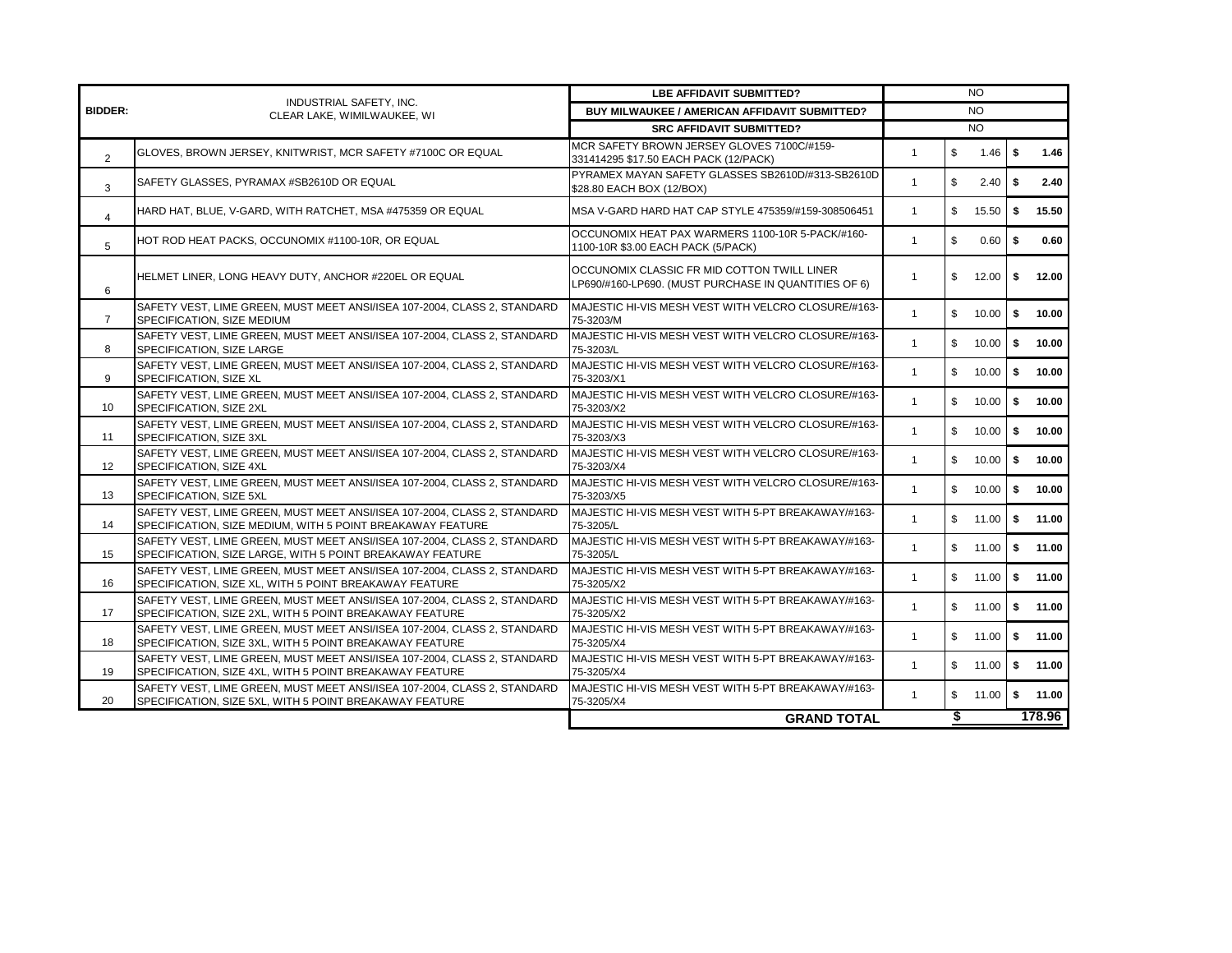| BIDDER: | INDUSTRIAL SAFETY, INC. CLEAR LAKE, WIMILWAUKEE, WI | LBE AFFIDAVIT SUBMITTED? | NO | | |
|---|---|---|---|---|---|
| | | BUY MILWAUKEE / AMERICAN AFFIDAVIT SUBMITTED? | NO | | |
| | | SRC AFFIDAVIT SUBMITTED? | NO | | |
| 2 | GLOVES, BROWN JERSEY, KNITWRIST, MCR SAFETY #7100C OR EQUAL | MCR SAFETY BROWN JERSEY GLOVES 7100C/#159-331414295 $17.50 EACH PACK (12/PACK) | 1 | $ 1.46 | **$ 1.46** |
| 3 | SAFETY GLASSES, PYRAMAX #SB2610D OR EQUAL | PYRAMEX MAYAN SAFETY GLASSES SB2610D/#313-SB2610D $28.80 EACH BOX (12/BOX) | 1 | $ 2.40 | **$ 2.40** |
| 4 | HARD HAT, BLUE, V-GARD, WITH RATCHET, MSA #475359 OR EQUAL | MSA V-GARD HARD HAT CAP STYLE 475359/#159-308506451 | 1 | $ 15.50 | **$ 15.50** |
| 5 | HOT ROD HEAT PACKS, OCCUNOMIX #1100-10R, OR EQUAL | OCCUNOMIX HEAT PAX WARMERS 1100-10R 5-PACK/#160-1100-10R $3.00 EACH PACK (5/PACK) | 1 | $ 0.60 | **$ 0.60** |
| 6 | HELMET LINER, LONG HEAVY DUTY, ANCHOR #220EL OR EQUAL | OCCUNOMIX CLASSIC FR MID COTTON TWILL LINER LP690/#160-LP690. (MUST PURCHASE IN QUANTITIES OF 6) | 1 | $ 12.00 | **$ 12.00** |
| 7 | SAFETY VEST, LIME GREEN, MUST MEET ANSI/ISEA 107-2004, CLASS 2, STANDARD SPECIFICATION, SIZE MEDIUM | MAJESTIC HI-VIS MESH VEST WITH VELCRO CLOSURE/#163-75-3203/M | 1 | $ 10.00 | **$ 10.00** |
| 8 | SAFETY VEST, LIME GREEN, MUST MEET ANSI/ISEA 107-2004, CLASS 2, STANDARD SPECIFICATION, SIZE LARGE | MAJESTIC HI-VIS MESH VEST WITH VELCRO CLOSURE/#163-75-3203/L | 1 | $ 10.00 | **$ 10.00** |
| 9 | SAFETY VEST, LIME GREEN, MUST MEET ANSI/ISEA 107-2004, CLASS 2, STANDARD SPECIFICATION, SIZE XL | MAJESTIC HI-VIS MESH VEST WITH VELCRO CLOSURE/#163-75-3203/X1 | 1 | $ 10.00 | **$ 10.00** |
| 10 | SAFETY VEST, LIME GREEN, MUST MEET ANSI/ISEA 107-2004, CLASS 2, STANDARD SPECIFICATION, SIZE 2XL | MAJESTIC HI-VIS MESH VEST WITH VELCRO CLOSURE/#163-75-3203/X2 | 1 | $ 10.00 | **$ 10.00** |
| 11 | SAFETY VEST, LIME GREEN, MUST MEET ANSI/ISEA 107-2004, CLASS 2, STANDARD SPECIFICATION, SIZE 3XL | MAJESTIC HI-VIS MESH VEST WITH VELCRO CLOSURE/#163-75-3203/X3 | 1 | $ 10.00 | **$ 10.00** |
| 12 | SAFETY VEST, LIME GREEN, MUST MEET ANSI/ISEA 107-2004, CLASS 2, STANDARD SPECIFICATION, SIZE 4XL | MAJESTIC HI-VIS MESH VEST WITH VELCRO CLOSURE/#163-75-3203/X4 | 1 | $ 10.00 | **$ 10.00** |
| 13 | SAFETY VEST, LIME GREEN, MUST MEET ANSI/ISEA 107-2004, CLASS 2, STANDARD SPECIFICATION, SIZE 5XL | MAJESTIC HI-VIS MESH VEST WITH VELCRO CLOSURE/#163-75-3203/X5 | 1 | $ 10.00 | **$ 10.00** |
| 14 | SAFETY VEST, LIME GREEN, MUST MEET ANSI/ISEA 107-2004, CLASS 2, STANDARD SPECIFICATION, SIZE MEDIUM, WITH 5 POINT BREAKAWAY FEATURE | MAJESTIC HI-VIS MESH VEST WITH 5-PT BREAKAWAY/#163-75-3205/L | 1 | $ 11.00 | **$ 11.00** |
| 15 | SAFETY VEST, LIME GREEN, MUST MEET ANSI/ISEA 107-2004, CLASS 2, STANDARD SPECIFICATION, SIZE LARGE, WITH 5 POINT BREAKAWAY FEATURE | MAJESTIC HI-VIS MESH VEST WITH 5-PT BREAKAWAY/#163-75-3205/L | 1 | $ 11.00 | **$ 11.00** |
| 16 | SAFETY VEST, LIME GREEN, MUST MEET ANSI/ISEA 107-2004, CLASS 2, STANDARD SPECIFICATION, SIZE XL, WITH 5 POINT BREAKAWAY FEATURE | MAJESTIC HI-VIS MESH VEST WITH 5-PT BREAKAWAY/#163-75-3205/X2 | 1 | $ 11.00 | **$ 11.00** |
| 17 | SAFETY VEST, LIME GREEN, MUST MEET ANSI/ISEA 107-2004, CLASS 2, STANDARD SPECIFICATION, SIZE 2XL, WITH 5 POINT BREAKAWAY FEATURE | MAJESTIC HI-VIS MESH VEST WITH 5-PT BREAKAWAY/#163-75-3205/X2 | 1 | $ 11.00 | **$ 11.00** |
| 18 | SAFETY VEST, LIME GREEN, MUST MEET ANSI/ISEA 107-2004, CLASS 2, STANDARD SPECIFICATION, SIZE 3XL, WITH 5 POINT BREAKAWAY FEATURE | MAJESTIC HI-VIS MESH VEST WITH 5-PT BREAKAWAY/#163-75-3205/X4 | 1 | $ 11.00 | **$ 11.00** |
| 19 | SAFETY VEST, LIME GREEN, MUST MEET ANSI/ISEA 107-2004, CLASS 2, STANDARD SPECIFICATION, SIZE 4XL, WITH 5 POINT BREAKAWAY FEATURE | MAJESTIC HI-VIS MESH VEST WITH 5-PT BREAKAWAY/#163-75-3205/X4 | 1 | $ 11.00 | **$ 11.00** |
| 20 | SAFETY VEST, LIME GREEN, MUST MEET ANSI/ISEA 107-2004, CLASS 2, STANDARD SPECIFICATION, SIZE 5XL, WITH 5 POINT BREAKAWAY FEATURE | MAJESTIC HI-VIS MESH VEST WITH 5-PT BREAKAWAY/#163-75-3205/X4 | 1 | $ 11.00 | **$ 11.00** |
| | | **GRAND TOTAL** | | **$** | **178.96** |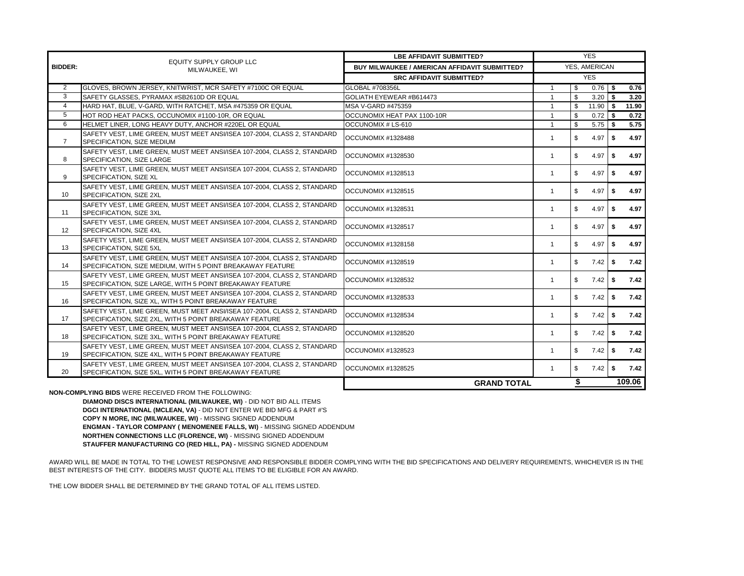| BIDDER: | EQUITY SUPPLY GROUP LLC MILWAUKEE, WI | LBE AFFIDAVIT SUBMITTED? | YES | | |
|---|---|---|---|---|---|
| | | BUY MILWAUKEE / AMERICAN AFFIDAVIT SUBMITTED? | YES, AMERICAN | | |
| | | SRC AFFIDAVIT SUBMITTED? | YES | | |
| 2 | GLOVES, BROWN JERSEY, KNITWRIST, MCR SAFETY #7100C OR EQUAL | GLOBAL #708356L | 1 | $ 0.76 | $ 0.76 |
| 3 | SAFETY GLASSES, PYRAMAX #SB2610D OR EQUAL | GOLIATH EYEWEAR #B614473 | 1 | $ 3.20 | $ 3.20 |
| 4 | HARD HAT, BLUE, V-GARD, WITH RATCHET, MSA #475359 OR EQUAL | MSA V-GARD #475359 | 1 | $ 11.90 | $ 11.90 |
| 5 | HOT ROD HEAT PACKS, OCCUNOMIX #1100-10R, OR EQUAL | OCCUNOMIX HEAT PAX 1100-10R | 1 | $ 0.72 | $ 0.72 |
| 6 | HELMET LINER, LONG HEAVY DUTY, ANCHOR #220EL OR EQUAL | OCCUNOMIX # LS-610 | 1 | $ 5.75 | $ 5.75 |
| 7 | SAFETY VEST, LIME GREEN, MUST MEET ANSI/ISEA 107-2004, CLASS 2, STANDARD SPECIFICATION, SIZE MEDIUM | OCCUNOMIX #1328488 | 1 | $ 4.97 | $ 4.97 |
| 8 | SAFETY VEST, LIME GREEN, MUST MEET ANSI/ISEA 107-2004, CLASS 2, STANDARD SPECIFICATION, SIZE LARGE | OCCUNOMIX #1328530 | 1 | $ 4.97 | $ 4.97 |
| 9 | SAFETY VEST, LIME GREEN, MUST MEET ANSI/ISEA 107-2004, CLASS 2, STANDARD SPECIFICATION, SIZE XL | OCCUNOMIX #1328513 | 1 | $ 4.97 | $ 4.97 |
| 10 | SAFETY VEST, LIME GREEN, MUST MEET ANSI/ISEA 107-2004, CLASS 2, STANDARD SPECIFICATION, SIZE 2XL | OCCUNOMIX #1328515 | 1 | $ 4.97 | $ 4.97 |
| 11 | SAFETY VEST, LIME GREEN, MUST MEET ANSI/ISEA 107-2004, CLASS 2, STANDARD SPECIFICATION, SIZE 3XL | OCCUNOMIX #1328531 | 1 | $ 4.97 | $ 4.97 |
| 12 | SAFETY VEST, LIME GREEN, MUST MEET ANSI/ISEA 107-2004, CLASS 2, STANDARD SPECIFICATION, SIZE 4XL | OCCUNOMIX #1328517 | 1 | $ 4.97 | $ 4.97 |
| 13 | SAFETY VEST, LIME GREEN, MUST MEET ANSI/ISEA 107-2004, CLASS 2, STANDARD SPECIFICATION, SIZE 5XL | OCCUNOMIX #1328158 | 1 | $ 4.97 | $ 4.97 |
| 14 | SAFETY VEST, LIME GREEN, MUST MEET ANSI/ISEA 107-2004, CLASS 2, STANDARD SPECIFICATION, SIZE MEDIUM, WITH 5 POINT BREAKAWAY FEATURE | OCCUNOMIX #1328519 | 1 | $ 7.42 | $ 7.42 |
| 15 | SAFETY VEST, LIME GREEN, MUST MEET ANSI/ISEA 107-2004, CLASS 2, STANDARD SPECIFICATION, SIZE LARGE, WITH 5 POINT BREAKAWAY FEATURE | OCCUNOMIX #1328532 | 1 | $ 7.42 | $ 7.42 |
| 16 | SAFETY VEST, LIME GREEN, MUST MEET ANSI/ISEA 107-2004, CLASS 2, STANDARD SPECIFICATION, SIZE XL, WITH 5 POINT BREAKAWAY FEATURE | OCCUNOMIX #1328533 | 1 | $ 7.42 | $ 7.42 |
| 17 | SAFETY VEST, LIME GREEN, MUST MEET ANSI/ISEA 107-2004, CLASS 2, STANDARD SPECIFICATION, SIZE 2XL, WITH 5 POINT BREAKAWAY FEATURE | OCCUNOMIX #1328534 | 1 | $ 7.42 | $ 7.42 |
| 18 | SAFETY VEST, LIME GREEN, MUST MEET ANSI/ISEA 107-2004, CLASS 2, STANDARD SPECIFICATION, SIZE 3XL, WITH 5 POINT BREAKAWAY FEATURE | OCCUNOMIX #1328520 | 1 | $ 7.42 | $ 7.42 |
| 19 | SAFETY VEST, LIME GREEN, MUST MEET ANSI/ISEA 107-2004, CLASS 2, STANDARD SPECIFICATION, SIZE 4XL, WITH 5 POINT BREAKAWAY FEATURE | OCCUNOMIX #1328523 | 1 | $ 7.42 | $ 7.42 |
| 20 | SAFETY VEST, LIME GREEN, MUST MEET ANSI/ISEA 107-2004, CLASS 2, STANDARD SPECIFICATION, SIZE 5XL, WITH 5 POINT BREAKAWAY FEATURE | OCCUNOMIX #1328525 | 1 | $ 7.42 | $ 7.42 |
| | | **GRAND TOTAL** | | **$** | **109.06** |

**NON-COMPLYING BIDS** WERE RECEIVED FROM THE FOLLOWING:

**DIAMOND DISCS INTERNATIONAL (MILWAUKEE, WI)** - DID NOT BID ALL ITEMS
**DGCI INTERNATIONAL (MCLEAN, VA)** - DID NOT ENTER WE BID MFG & PART #'S
**COPY N MORE, INC (MILWAUKEE, WI)** - MISSING SIGNED ADDENDUM
**ENGMAN - TAYLOR COMPANY ( MENOMENEE FALLS, WI)** - MISSING SIGNED ADDENDUM
**NORTHEN CONNECTIONS LLC (FLORENCE, WI)** - MISSING SIGNED ADDENDUM
**STAUFFER MANUFACTURING CO (RED HILL, PA) -** MISSING SIGNED ADDENDUM

AWARD WILL BE MADE IN TOTAL TO THE LOWEST RESPONSIVE AND RESPONSIBLE BIDDER COMPLYING WITH THE BID SPECIFICATIONS AND DELIVERY REQUIREMENTS, WHICHEVER IS IN THE BEST INTERESTS OF THE CITY. BIDDERS MUST QUOTE ALL ITEMS TO BE ELIGIBLE FOR AN AWARD.

THE LOW BIDDER SHALL BE DETERMINED BY THE GRAND TOTAL OF ALL ITEMS LISTED.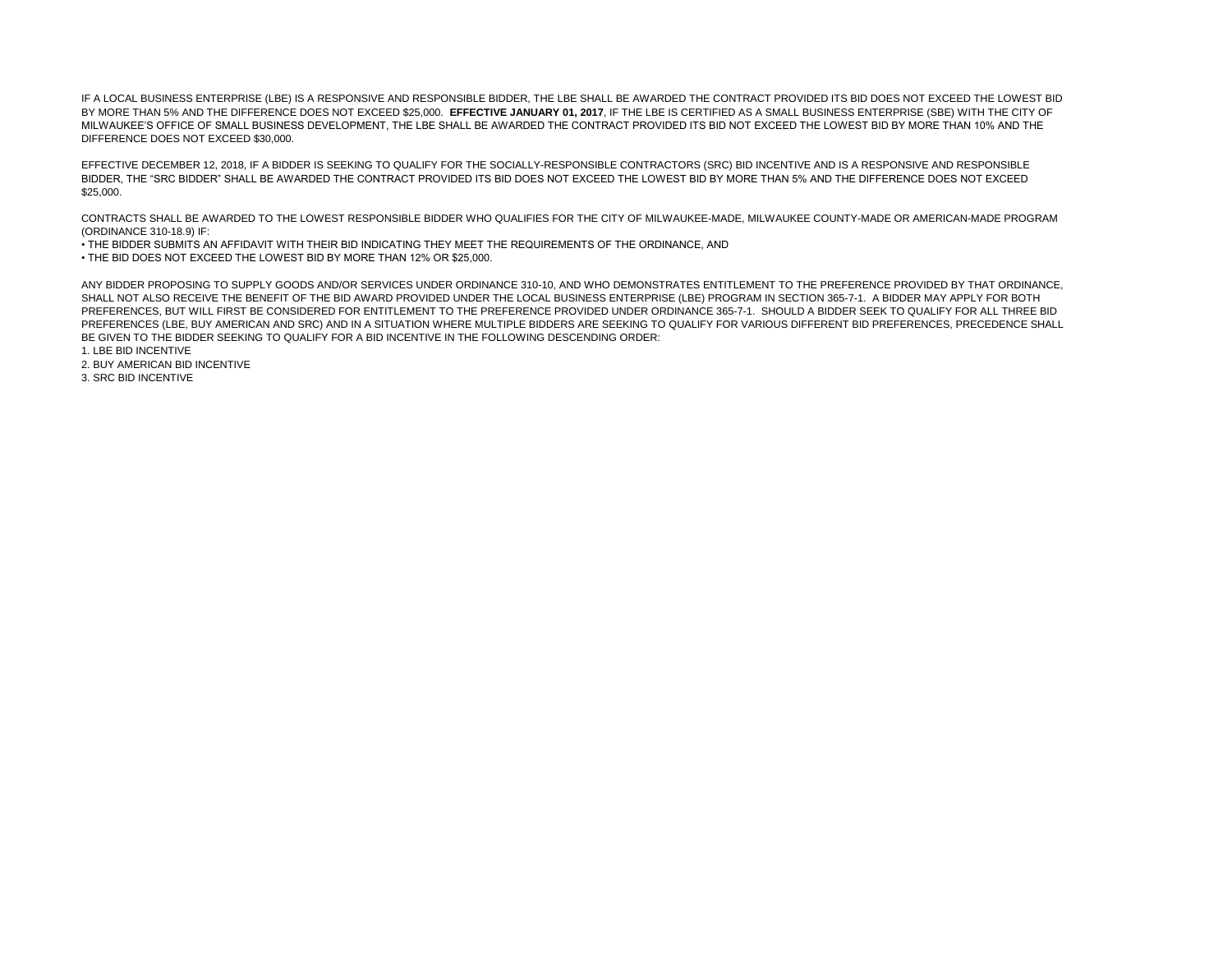IF A LOCAL BUSINESS ENTERPRISE (LBE) IS A RESPONSIVE AND RESPONSIBLE BIDDER, THE LBE SHALL BE AWARDED THE CONTRACT PROVIDED ITS BID DOES NOT EXCEED THE LOWEST BID BY MORE THAN 5% AND THE DIFFERENCE DOES NOT EXCEED $25,000. **EFFECTIVE JANUARY 01, 2017**, IF THE LBE IS CERTIFIED AS A SMALL BUSINESS ENTERPRISE (SBE) WITH THE CITY OF MILWAUKEE'S OFFICE OF SMALL BUSINESS DEVELOPMENT, THE LBE SHALL BE AWARDED THE CONTRACT PROVIDED ITS BID NOT EXCEED THE LOWEST BID BY MORE THAN 10% AND THE DIFFERENCE DOES NOT EXCEED $30,000.

EFFECTIVE DECEMBER 12, 2018, IF A BIDDER IS SEEKING TO QUALIFY FOR THE SOCIALLY-RESPONSIBLE CONTRACTORS (SRC) BID INCENTIVE AND IS A RESPONSIVE AND RESPONSIBLE BIDDER, THE "SRC BIDDER" SHALL BE AWARDED THE CONTRACT PROVIDED ITS BID DOES NOT EXCEED THE LOWEST BID BY MORE THAN 5% AND THE DIFFERENCE DOES NOT EXCEED $25,000.

CONTRACTS SHALL BE AWARDED TO THE LOWEST RESPONSIBLE BIDDER WHO QUALIFIES FOR THE CITY OF MILWAUKEE-MADE, MILWAUKEE COUNTY-MADE OR AMERICAN-MADE PROGRAM (ORDINANCE 310-18.9) IF:

- THE BIDDER SUBMITS AN AFFIDAVIT WITH THEIR BID INDICATING THEY MEET THE REQUIREMENTS OF THE ORDINANCE, AND
- THE BID DOES NOT EXCEED THE LOWEST BID BY MORE THAN 12% OR $25,000.

ANY BIDDER PROPOSING TO SUPPLY GOODS AND/OR SERVICES UNDER ORDINANCE 310-10, AND WHO DEMONSTRATES ENTITLEMENT TO THE PREFERENCE PROVIDED BY THAT ORDINANCE, SHALL NOT ALSO RECEIVE THE BENEFIT OF THE BID AWARD PROVIDED UNDER THE LOCAL BUSINESS ENTERPRISE (LBE) PROGRAM IN SECTION 365-7-1. A BIDDER MAY APPLY FOR BOTH PREFERENCES, BUT WILL FIRST BE CONSIDERED FOR ENTITLEMENT TO THE PREFERENCE PROVIDED UNDER ORDINANCE 365-7-1. SHOULD A BIDDER SEEK TO QUALIFY FOR ALL THREE BID PREFERENCES (LBE, BUY AMERICAN AND SRC) AND IN A SITUATION WHERE MULTIPLE BIDDERS ARE SEEKING TO QUALIFY FOR VARIOUS DIFFERENT BID PREFERENCES, PRECEDENCE SHALL BE GIVEN TO THE BIDDER SEEKING TO QUALIFY FOR A BID INCENTIVE IN THE FOLLOWING DESCENDING ORDER:

1. LBE BID INCENTIVE
2. BUY AMERICAN BID INCENTIVE
3. SRC BID INCENTIVE